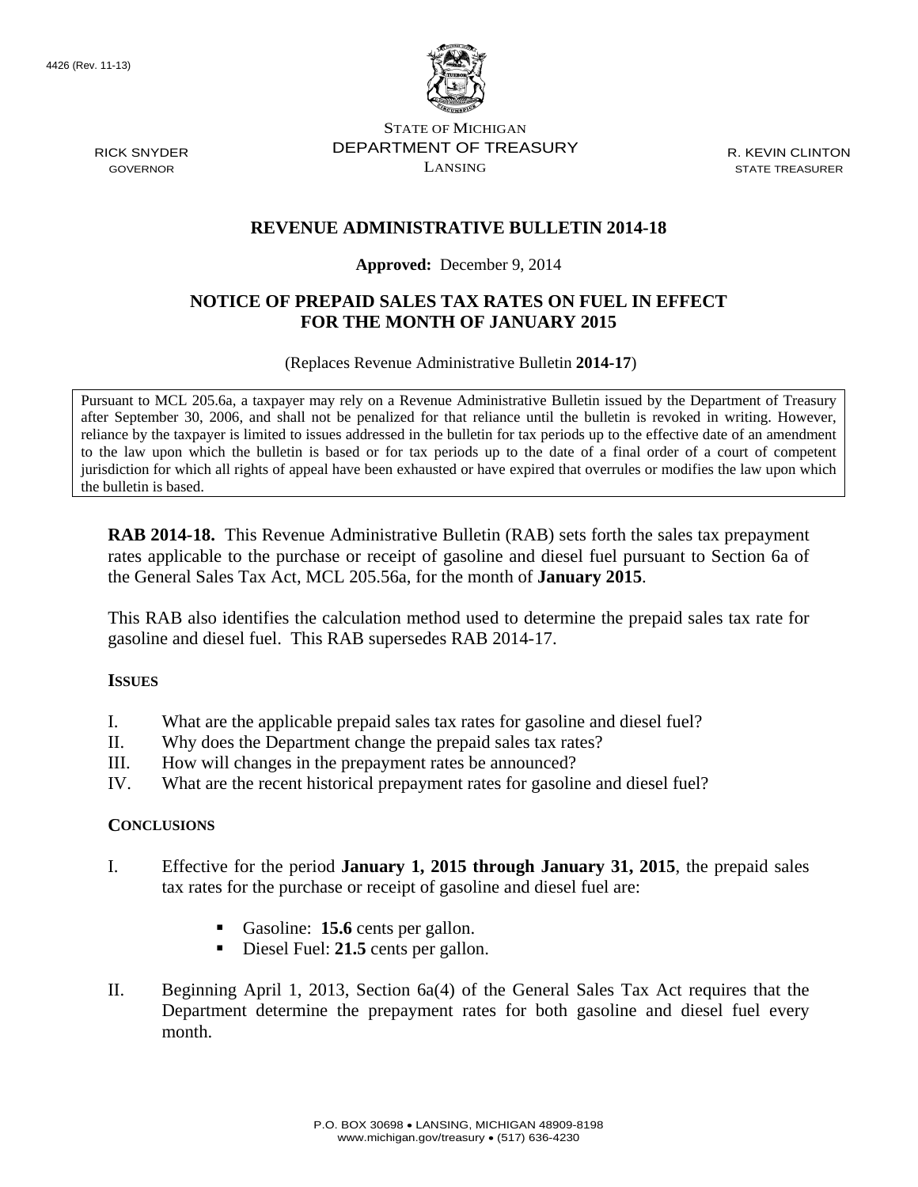4426 (Rev. 11-13)

STATE OF MICHIGAN
DEPARTMENT OF TREASURY
LANSING

RICK SNYDER
GOVERNOR

R. KEVIN CLINTON
STATE TREASURER

# REVENUE ADMINISTRATIVE BULLETIN 2014-18

**Approved:** December 9, 2014

## NOTICE OF PREPAID SALES TAX RATES ON FUEL IN EFFECT FOR THE MONTH OF JANUARY 2015

(Replaces Revenue Administrative Bulletin **2014-17**)

Pursuant to MCL 205.6a, a taxpayer may rely on a Revenue Administrative Bulletin issued by the Department of Treasury after September 30, 2006, and shall not be penalized for that reliance until the bulletin is revoked in writing. However, reliance by the taxpayer is limited to issues addressed in the bulletin for tax periods up to the effective date of an amendment to the law upon which the bulletin is based or for tax periods up to the date of a final order of a court of competent jurisdiction for which all rights of appeal have been exhausted or have expired that overrules or modifies the law upon which the bulletin is based.

**RAB 2014-18.** This Revenue Administrative Bulletin (RAB) sets forth the sales tax prepayment rates applicable to the purchase or receipt of gasoline and diesel fuel pursuant to Section 6a of the General Sales Tax Act, MCL 205.56a, for the month of **January 2015**.

This RAB also identifies the calculation method used to determine the prepaid sales tax rate for gasoline and diesel fuel. This RAB supersedes RAB 2014-17.

### ISSUES

I. What are the applicable prepaid sales tax rates for gasoline and diesel fuel?

II. Why does the Department change the prepaid sales tax rates?

III. How will changes in the prepayment rates be announced?

IV. What are the recent historical prepayment rates for gasoline and diesel fuel?

### CONCLUSIONS

I. Effective for the period **January 1, 2015 through January 31, 2015**, the prepaid sales tax rates for the purchase or receipt of gasoline and diesel fuel are:

- Gasoline: **15.6** cents per gallon.
- Diesel Fuel: **21.5** cents per gallon.

II. Beginning April 1, 2013, Section 6a(4) of the General Sales Tax Act requires that the Department determine the prepayment rates for both gasoline and diesel fuel every month.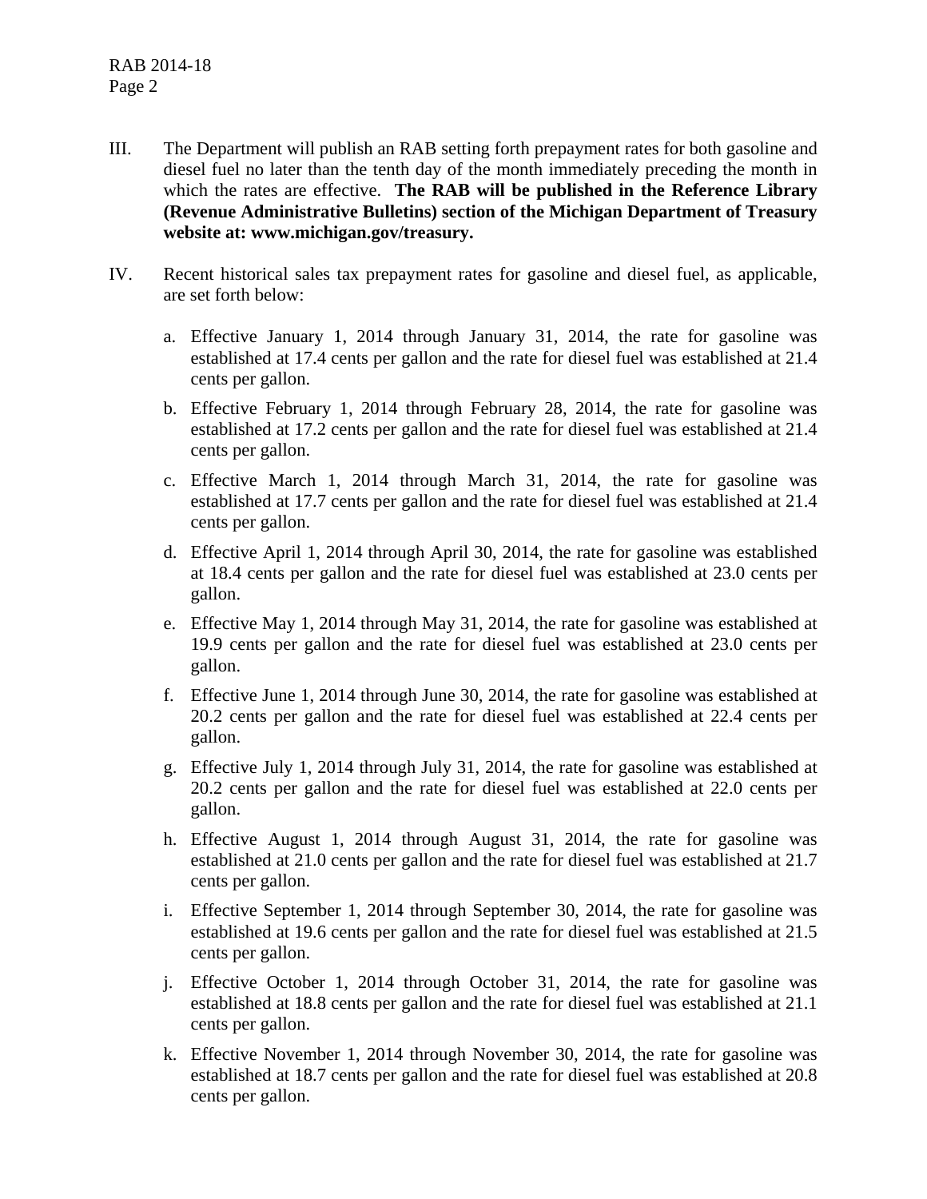III. The Department will publish an RAB setting forth prepayment rates for both gasoline and diesel fuel no later than the tenth day of the month immediately preceding the month in which the rates are effective. **The RAB will be published in the Reference Library (Revenue Administrative Bulletins) section of the Michigan Department of Treasury website at: www.michigan.gov/treasury.**

IV. Recent historical sales tax prepayment rates for gasoline and diesel fuel, as applicable, are set forth below:

a. Effective January 1, 2014 through January 31, 2014, the rate for gasoline was established at 17.4 cents per gallon and the rate for diesel fuel was established at 21.4 cents per gallon.

b. Effective February 1, 2014 through February 28, 2014, the rate for gasoline was established at 17.2 cents per gallon and the rate for diesel fuel was established at 21.4 cents per gallon.

c. Effective March 1, 2014 through March 31, 2014, the rate for gasoline was established at 17.7 cents per gallon and the rate for diesel fuel was established at 21.4 cents per gallon.

d. Effective April 1, 2014 through April 30, 2014, the rate for gasoline was established at 18.4 cents per gallon and the rate for diesel fuel was established at 23.0 cents per gallon.

e. Effective May 1, 2014 through May 31, 2014, the rate for gasoline was established at 19.9 cents per gallon and the rate for diesel fuel was established at 23.0 cents per gallon.

f. Effective June 1, 2014 through June 30, 2014, the rate for gasoline was established at 20.2 cents per gallon and the rate for diesel fuel was established at 22.4 cents per gallon.

g. Effective July 1, 2014 through July 31, 2014, the rate for gasoline was established at 20.2 cents per gallon and the rate for diesel fuel was established at 22.0 cents per gallon.

h. Effective August 1, 2014 through August 31, 2014, the rate for gasoline was established at 21.0 cents per gallon and the rate for diesel fuel was established at 21.7 cents per gallon.

i. Effective September 1, 2014 through September 30, 2014, the rate for gasoline was established at 19.6 cents per gallon and the rate for diesel fuel was established at 21.5 cents per gallon.

j. Effective October 1, 2014 through October 31, 2014, the rate for gasoline was established at 18.8 cents per gallon and the rate for diesel fuel was established at 21.1 cents per gallon.

k. Effective November 1, 2014 through November 30, 2014, the rate for gasoline was established at 18.7 cents per gallon and the rate for diesel fuel was established at 20.8 cents per gallon.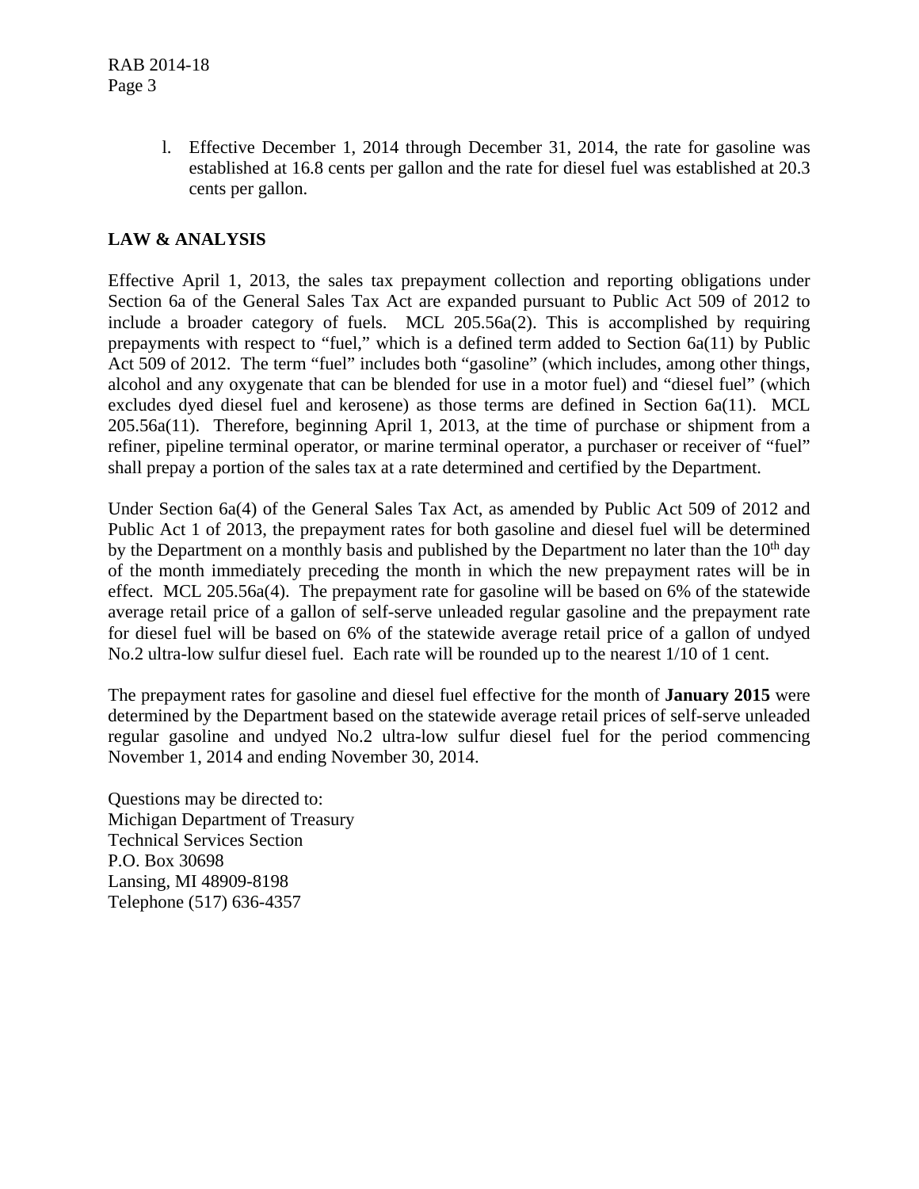l. Effective December 1, 2014 through December 31, 2014, the rate for gasoline was established at 16.8 cents per gallon and the rate for diesel fuel was established at 20.3 cents per gallon.

**LAW & ANALYSIS**

Effective April 1, 2013, the sales tax prepayment collection and reporting obligations under Section 6a of the General Sales Tax Act are expanded pursuant to Public Act 509 of 2012 to include a broader category of fuels. MCL 205.56a(2). This is accomplished by requiring prepayments with respect to "fuel," which is a defined term added to Section 6a(11) by Public Act 509 of 2012. The term "fuel" includes both "gasoline" (which includes, among other things, alcohol and any oxygenate that can be blended for use in a motor fuel) and "diesel fuel" (which excludes dyed diesel fuel and kerosene) as those terms are defined in Section 6a(11). MCL 205.56a(11). Therefore, beginning April 1, 2013, at the time of purchase or shipment from a refiner, pipeline terminal operator, or marine terminal operator, a purchaser or receiver of "fuel" shall prepay a portion of the sales tax at a rate determined and certified by the Department.

Under Section 6a(4) of the General Sales Tax Act, as amended by Public Act 509 of 2012 and Public Act 1 of 2013, the prepayment rates for both gasoline and diesel fuel will be determined by the Department on a monthly basis and published by the Department no later than the 10th day of the month immediately preceding the month in which the new prepayment rates will be in effect. MCL 205.56a(4). The prepayment rate for gasoline will be based on 6% of the statewide average retail price of a gallon of self-serve unleaded regular gasoline and the prepayment rate for diesel fuel will be based on 6% of the statewide average retail price of a gallon of undyed No.2 ultra-low sulfur diesel fuel. Each rate will be rounded up to the nearest 1/10 of 1 cent.

The prepayment rates for gasoline and diesel fuel effective for the month of **January 2015** were determined by the Department based on the statewide average retail prices of self-serve unleaded regular gasoline and undyed No.2 ultra-low sulfur diesel fuel for the period commencing November 1, 2014 and ending November 30, 2014.

Questions may be directed to:
Michigan Department of Treasury
Technical Services Section
P.O. Box 30698
Lansing, MI 48909-8198
Telephone (517) 636-4357